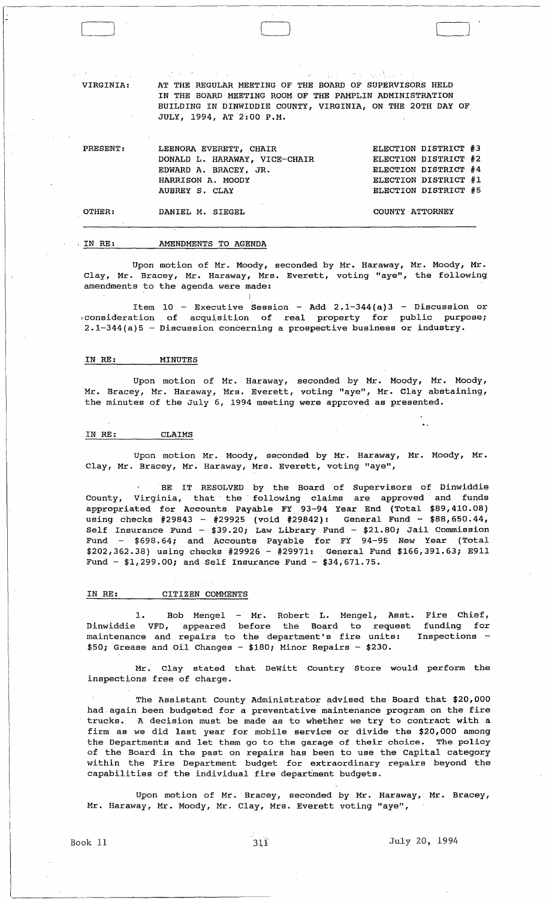VIRGINIA: AT THE REGULAR MEETING OF THE BOARD OF SUPERVISORS HELD IN THE BOARD MEETING ROOM OF THE PAMPLIN ADMINISTRATION BUILDING IN DINWIDDIE COUNTY, VIRGINIA, ON THE 20TH DAY OF JULY, 1994, AT 2:00 P.M.

| | | |
|---|---|---|
| PRESENT: | LEENORA EVERETT, CHAIR | ELECTION DISTRICT #3 |
| | DONALD L. HARAWAY, VICE-CHAIR | ELECTION DISTRICT #2 |
| | EDWARD A. BRACEY, JR. | ELECTION DISTRICT #4 |
| | HARRISON A. MOODY | ELECTION DISTRICT #1 |
| | AUBREY S. CLAY | ELECTION DISTRICT #5 |
| OTHER: | DANIEL M. SIEGEL | COUNTY ATTORNEY |

IN RE: AMENDMENTS TO AGENDA

Upon motion of Mr. Moody, seconded by Mr. Haraway, Mr. Moody, Mr. Clay, Mr. Bracey, Mr. Haraway, Mrs. Everett, voting "aye", the following amendments to the agenda were made:

Item 10 - Executive Session - Add 2.1-344(a)3 - Discussion or consideration of acquisition of real property for public purpose; 2.1-344(a)5 - Discussion concerning a prospective business or industry.

IN RE: MINUTES

Upon motion of Mr. Haraway, seconded by Mr. Moody, Mr. Moody, Mr. Bracey, Mr. Haraway, Mrs. Everett, voting "aye", Mr. Clay abstaining, the minutes of the July 6, 1994 meeting were approved as presented.

IN RE: CLAIMS

Upon motion Mr. Moody, seconded by Mr. Haraway, Mr. Moody, Mr. Clay, Mr. Bracey, Mr. Haraway, Mrs. Everett, voting "aye",

BE IT RESOLVED by the Board of Supervisors of Dinwiddie County, Virginia, that the following claims are approved and funds appropriated for Accounts Payable FY 93-94 Year End (Total $89,410.08) using checks #29843 - #29925 (void #29842): General Fund - $88,650.44, Self Insurance Fund - $39.20; Law Library Fund - $21.80; Jail Commission Fund - $698.64; and Accounts Payable for FY 94-95 New Year (Total $202,362.38) using checks #29926 - #29971: General Fund $166,391.63; E911 Fund - $1,299.00; and Self Insurance Fund - $34,671.75.

IN RE: CITIZEN COMMENTS

1. Bob Mengel - Mr. Robert L. Mengel, Asst. Fire Chief, Dinwiddie VFD, appeared before the Board to request funding for maintenance and repairs to the department's fire units: Inspections - $50; Grease and Oil Changes - $180; Minor Repairs - $230.

Mr. Clay stated that DeWitt Country Store would perform the inspections free of charge.

The Assistant County Administrator advised the Board that $20,000 had again been budgeted for a preventative maintenance program on the fire trucks. A decision must be made as to whether we try to contract with a firm as we did last year for mobile service or divide the $20,000 among the Departments and let them go to the garage of their choice. The policy of the Board in the past on repairs has been to use the Capital category within the Fire Department budget for extraordinary repairs beyond the capabilities of the individual fire department budgets.

Upon motion of Mr. Bracey, seconded by Mr. Haraway, Mr. Bracey, Mr. Haraway, Mr. Moody, Mr. Clay, Mrs. Everett voting "aye",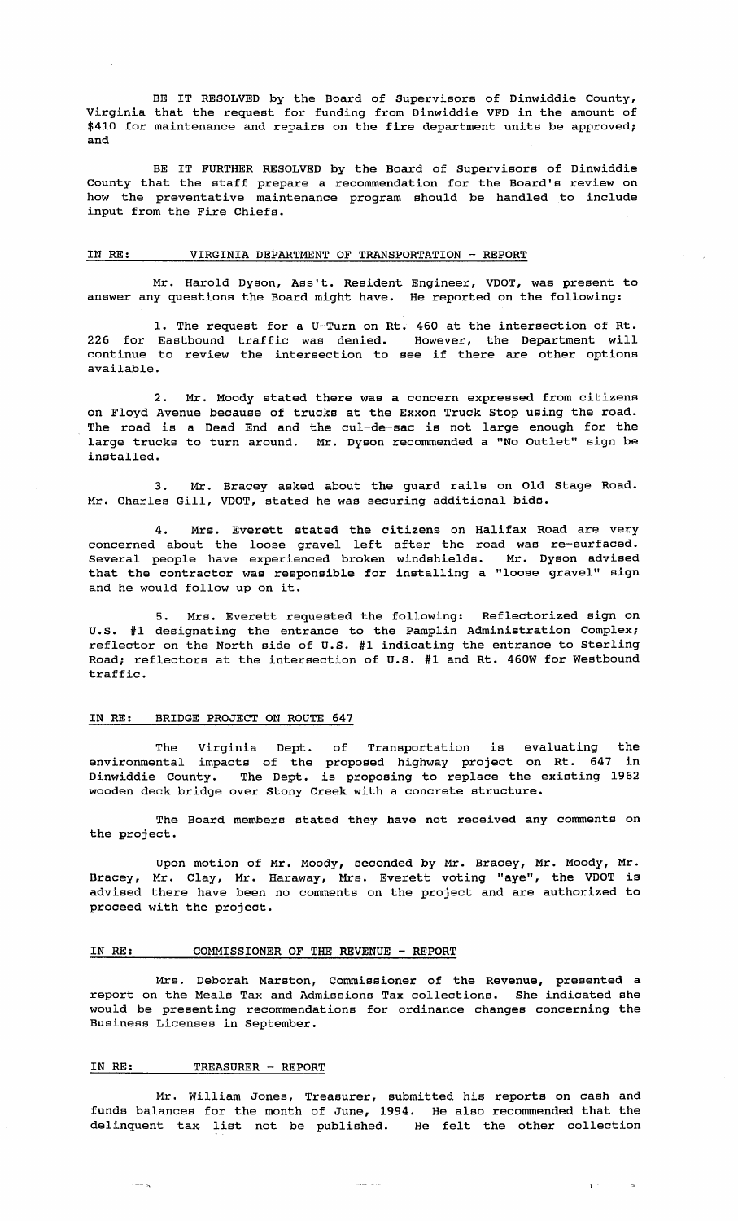BE IT RESOLVED by the Board of Supervisors of Dinwiddie County, Virginia that the request for funding from Dinwiddie VFD in the amount of $410 for maintenance and repairs on the fire department units be approved; and

BE IT FURTHER RESOLVED by the Board of Supervisors of Dinwiddie County that the staff prepare a recommendation for the Board's review on how the preventative maintenance program should be handled to include input from the Fire Chiefs.

## IN RE: VIRGINIA DEPARTMENT OF TRANSPORTATION - REPORT

Mr. Harold Dyson, Ass't. Resident Engineer, VDOT, was present to answer any questions the Board might have. He reported on the following:

1. The request for a U-Turn on Rt. 460 at the intersection of Rt. 226 for Eastbound traffic was denied. However, the Department will continue to review the intersection to see if there are other options available.

2. Mr. Moody stated there was a concern expressed from citizens on Floyd Avenue because of trucks at the Exxon Truck Stop using the road. The road is a Dead End and the cul-de-sac is not large enough for the large trucks to turn around. Mr. Dyson recommended a "No Outlet" sign be installed.

3. Mr. Bracey asked about the guard rails on Old Stage Road. Mr. Charles Gill, VDOT, stated he was securing additional bids.

4. Mrs. Everett stated the citizens on Halifax Road are very concerned about the loose gravel left after the road was re-surfaced. Several people have experienced broken windshields. Mr. Dyson advised that the contractor was responsible for installing a "loose gravel" sign and he would follow up on it.

5. Mrs. Everett requested the following: Reflectorized sign on U.S. #1 designating the entrance to the Pamplin Administration Complex; reflector on the North side of U.S. #1 indicating the entrance to Sterling Road; reflectors at the intersection of U.S. #1 and Rt. 460W for Westbound traffic.

## IN RE: BRIDGE PROJECT ON ROUTE 647

The Virginia Dept. of Transportation is evaluating the environmental impacts of the proposed highway project on Rt. 647 in Dinwiddie County. The Dept. is proposing to replace the existing 1962 wooden deck bridge over Stony Creek with a concrete structure.

The Board members stated they have not received any comments on the project.

Upon motion of Mr. Moody, seconded by Mr. Bracey, Mr. Moody, Mr. Bracey, Mr. Clay, Mr. Haraway, Mrs. Everett voting "aye", the VDOT is advised there have been no comments on the project and are authorized to proceed with the project.

## IN RE: COMMISSIONER OF THE REVENUE - REPORT

Mrs. Deborah Marston, Commissioner of the Revenue, presented a report on the Meals Tax and Admissions Tax collections. She indicated she would be presenting recommendations for ordinance changes concerning the Business Licenses in September.

## IN RE: TREASURER - REPORT

Mr. William Jones, Treasurer, submitted his reports on cash and funds balances for the month of June, 1994. He also recommended that the delinquent tax list not be published. He felt the other collection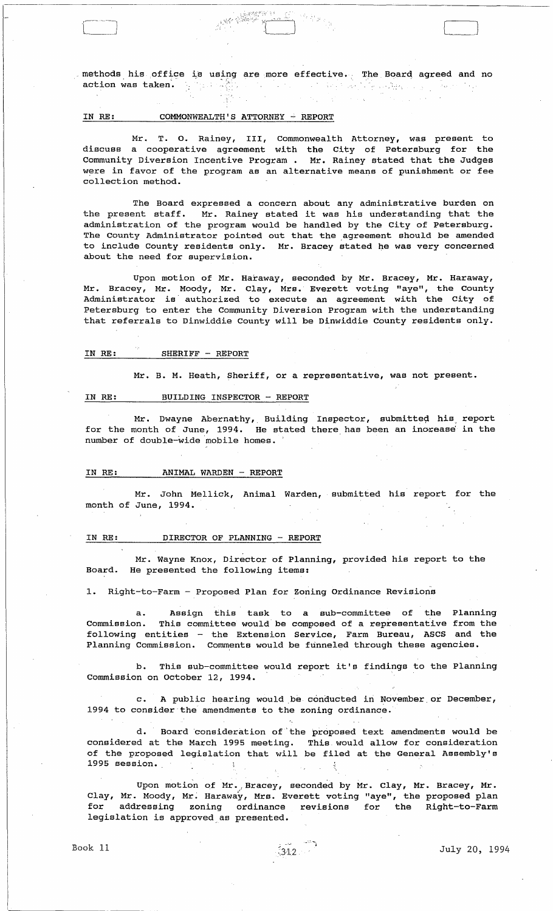methods his office is using are more effective. The Board agreed and no action was taken.

IN RE: COMMONWEALTH'S ATTORNEY - REPORT

Mr. T. O. Rainey, III, Commonwealth Attorney, was present to discuss a cooperative agreement with the City of Petersburg for the Community Diversion Incentive Program . Mr. Rainey stated that the Judges were in favor of the program as an alternative means of punishment or fee collection method.

The Board expressed a concern about any administrative burden on the present staff. Mr. Rainey stated it was his understanding that the administration of the program would be handled by the City of Petersburg. The County Administrator pointed out that the agreement should be amended to include County residents only. Mr. Bracey stated he was very concerned about the need for supervision.

Upon motion of Mr. Haraway, seconded by Mr. Bracey, Mr. Haraway, Mr. Bracey, Mr. Moody, Mr. Clay, Mrs. Everett voting "aye", the County Administrator is authorized to execute an agreement with the City of Petersburg to enter the Community Diversion Program with the understanding that referrals to Dinwiddie County will be Dinwiddie County residents only.

IN RE: SHERIFF - REPORT

Mr. B. M. Heath, Sheriff, or a representative, was not present.

IN RE: BUILDING INSPECTOR - REPORT

Mr. Dwayne Abernathy, Building Inspector, submitted his report for the month of June, 1994. He stated there has been an increase in the number of double-wide mobile homes.

IN RE: ANIMAL WARDEN - REPORT

Mr. John Mellick, Animal Warden, submitted his report for the month of June, 1994.

IN RE: DIRECTOR OF PLANNING - REPORT

Mr. Wayne Knox, Director of Planning, provided his report to the Board. He presented the following items:

1. Right-to-Farm - Proposed Plan for Zoning Ordinance Revisions

a. Assign this task to a sub-committee of the Planning Commission. This committee would be composed of a representative from the following entities - the Extension Service, Farm Bureau, ASCS and the Planning Commission. Comments would be funneled through these agencies.

b. This sub-committee would report it's findings to the Planning Commission on October 12, 1994.

c. A public hearing would be conducted in November or December, 1994 to consider the amendments to the zoning ordinance.

d. Board consideration of the proposed text amendments would be considered at the March 1995 meeting. This would allow for consideration of the proposed legislation that will be filed at the General Assembly's 1995 session.

Upon motion of Mr. Bracey, seconded by Mr. Clay, Mr. Bracey, Mr. Clay, Mr. Moody, Mr. Haraway, Mrs. Everett voting "aye", the proposed plan for addressing zoning ordinance revisions for the Right-to-Farm legislation is approved as presented.

Book 11 312 July 20, 1994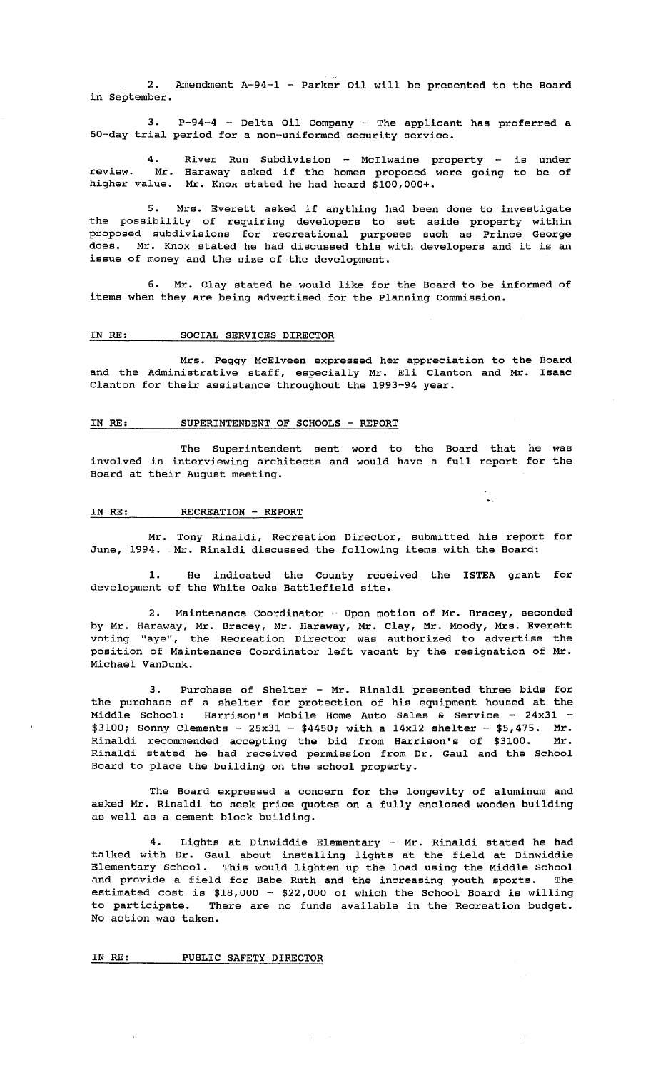2. Amendment A-94-1 - Parker Oil will be presented to the Board in September.

3. P-94-4 - Delta Oil Company - The applicant has proferred a 60-day trial period for a non-uniformed security service.

4. River Run Subdivision - McIlwaine property - is under review. Mr. Haraway asked if the homes proposed were going to be of higher value. Mr. Knox stated he had heard $100,000+.

5. Mrs. Everett asked if anything had been done to investigate the possibility of requiring developers to set aside property within proposed subdivisions for recreational purposes such as Prince George does. Mr. Knox stated he had discussed this with developers and it is an issue of money and the size of the development.

6. Mr. Clay stated he would like for the Board to be informed of items when they are being advertised for the Planning Commission.

IN RE: SOCIAL SERVICES DIRECTOR

Mrs. Peggy McElveen expressed her appreciation to the Board and the Administrative staff, especially Mr. Eli Clanton and Mr. Isaac Clanton for their assistance throughout the 1993-94 year.

IN RE: SUPERINTENDENT OF SCHOOLS - REPORT

The Superintendent sent word to the Board that he was involved in interviewing architects and would have a full report for the Board at their August meeting.

IN RE: RECREATION - REPORT

Mr. Tony Rinaldi, Recreation Director, submitted his report for June, 1994. Mr. Rinaldi discussed the following items with the Board:

1. He indicated the County received the ISTEA grant for development of the White Oaks Battlefield site.

2. Maintenance Coordinator - Upon motion of Mr. Bracey, seconded by Mr. Haraway, Mr. Bracey, Mr. Haraway, Mr. Clay, Mr. Moody, Mrs. Everett voting "aye", the Recreation Director was authorized to advertise the position of Maintenance Coordinator left vacant by the resignation of Mr. Michael VanDunk.

3. Purchase of Shelter - Mr. Rinaldi presented three bids for the purchase of a shelter for protection of his equipment housed at the Middle School: Harrison's Mobile Home Auto Sales & Service - 24x31 - $3100; Sonny Clements - 25x31 - $4450; with a 14x12 shelter - $5,475. Mr. Rinaldi recommended accepting the bid from Harrison's of $3100. Mr. Rinaldi stated he had received permission from Dr. Gaul and the School Board to place the building on the school property.

The Board expressed a concern for the longevity of aluminum and asked Mr. Rinaldi to seek price quotes on a fully enclosed wooden building as well as a cement block building.

4. Lights at Dinwiddie Elementary - Mr. Rinaldi stated he had talked with Dr. Gaul about installing lights at the field at Dinwiddie Elementary School. This would lighten up the load using the Middle School and provide a field for Babe Ruth and the increasing youth sports. The estimated cost is $18,000 - $22,000 of which the School Board is willing to participate. There are no funds available in the Recreation budget. No action was taken.

IN RE: PUBLIC SAFETY DIRECTOR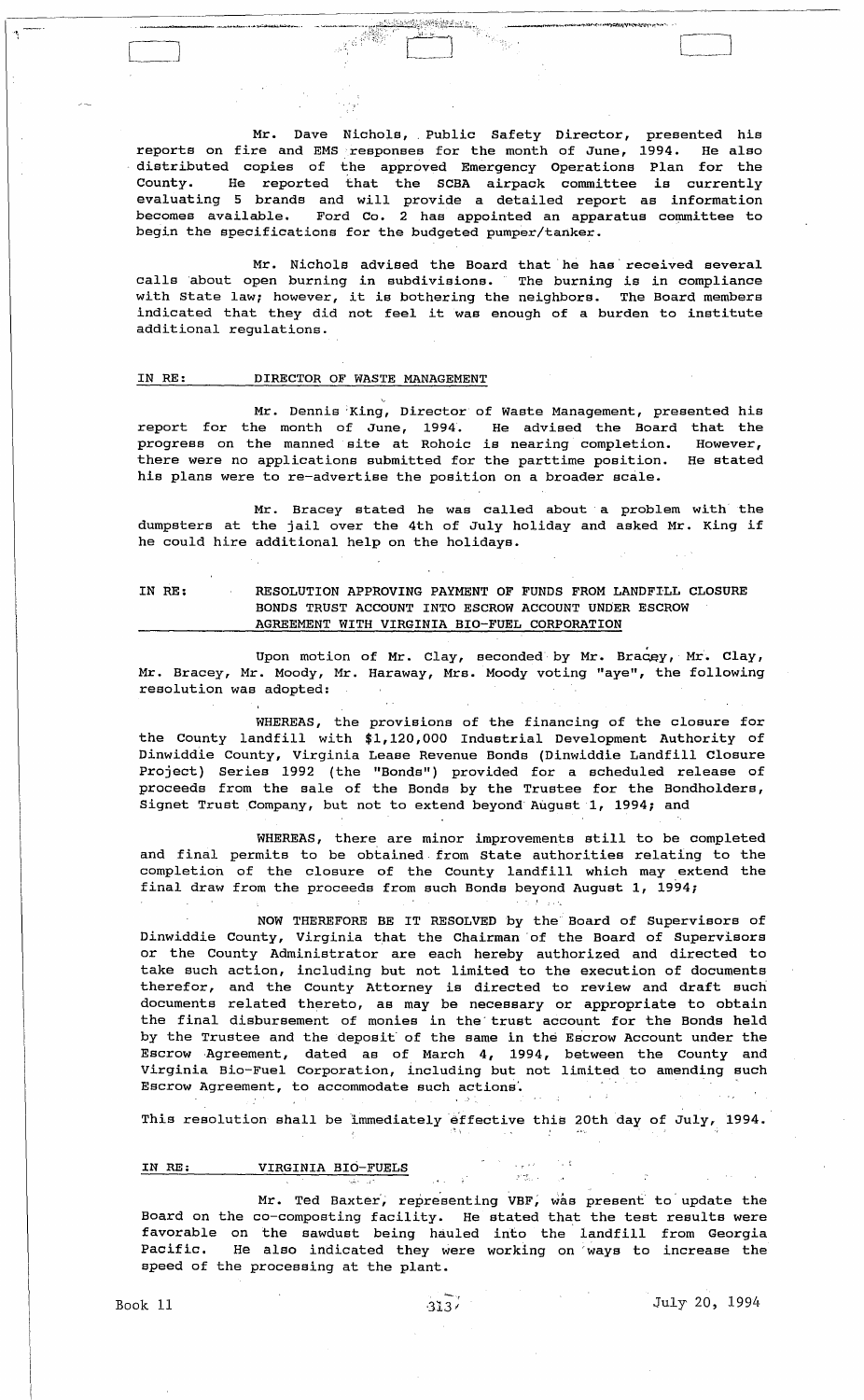Mr. Dave Nichols, Public Safety Director, presented his reports on fire and EMS responses for the month of June, 1994. He also distributed copies of the approved Emergency Operations Plan for the County. He reported that the SCBA airpack committee is currently evaluating 5 brands and will provide a detailed report as information becomes available. Ford Co. 2 has appointed an apparatus committee to begin the specifications for the budgeted pumper/tanker.

Mr. Nichols advised the Board that he has received several calls about open burning in subdivisions. The burning is in compliance with State law; however, it is bothering the neighbors. The Board members indicated that they did not feel it was enough of a burden to institute additional regulations.

IN RE: DIRECTOR OF WASTE MANAGEMENT

Mr. Dennis King, Director of Waste Management, presented his report for the month of June, 1994. He advised the Board that the progress on the manned site at Rohoic is nearing completion. However, there were no applications submitted for the parttime position. He stated his plans were to re-advertise the position on a broader scale.

Mr. Bracey stated he was called about a problem with the dumpsters at the jail over the 4th of July holiday and asked Mr. King if he could hire additional help on the holidays.

IN RE: RESOLUTION APPROVING PAYMENT OF FUNDS FROM LANDFILL CLOSURE BONDS TRUST ACCOUNT INTO ESCROW ACCOUNT UNDER ESCROW AGREEMENT WITH VIRGINIA BIO-FUEL CORPORATION

Upon motion of Mr. Clay, seconded by Mr. Bracey, Mr. Clay, Mr. Bracey, Mr. Moody, Mr. Haraway, Mrs. Moody voting "aye", the following resolution was adopted:

WHEREAS, the provisions of the financing of the closure for the County landfill with $1,120,000 Industrial Development Authority of Dinwiddie County, Virginia Lease Revenue Bonds (Dinwiddie Landfill Closure Project) Series 1992 (the "Bonds") provided for a scheduled release of proceeds from the sale of the Bonds by the Trustee for the Bondholders, Signet Trust Company, but not to extend beyond August 1, 1994; and

WHEREAS, there are minor improvements still to be completed and final permits to be obtained from State authorities relating to the completion of the closure of the County landfill which may extend the final draw from the proceeds from such Bonds beyond August 1, 1994;

NOW THEREFORE BE IT RESOLVED by the Board of Supervisors of Dinwiddie County, Virginia that the Chairman of the Board of Supervisors or the County Administrator are each hereby authorized and directed to take such action, including but not limited to the execution of documents therefor, and the County Attorney is directed to review and draft such documents related thereto, as may be necessary or appropriate to obtain the final disbursement of monies in the trust account for the Bonds held by the Trustee and the deposit of the same in the Escrow Account under the Escrow Agreement, dated as of March 4, 1994, between the County and Virginia Bio-Fuel Corporation, including but not limited to amending such Escrow Agreement, to accommodate such actions.

This resolution shall be immediately effective this 20th day of July, 1994.

IN RE: VIRGINIA BIO-FUELS

Mr. Ted Baxter, representing VBF, was present to update the Board on the co-composting facility. He stated that the test results were favorable on the sawdust being hauled into the landfill from Georgia Pacific. He also indicated they were working on ways to increase the speed of the processing at the plant.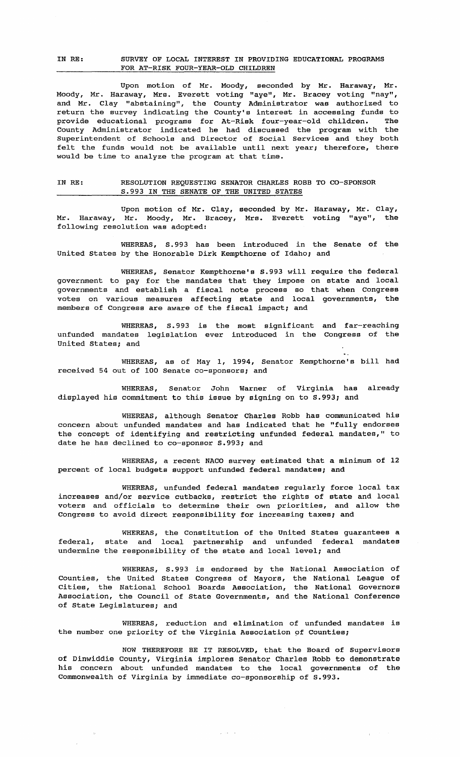IN RE: SURVEY OF LOCAL INTEREST IN PROVIDING EDUCATIONAL PROGRAMS FOR AT-RISK FOUR-YEAR-OLD CHILDREN

Upon motion of Mr. Moody, seconded by Mr. Haraway, Mr. Moody, Mr. Haraway, Mrs. Everett voting "aye", Mr. Bracey voting "nay", and Mr. Clay "abstaining", the County Administrator was authorized to return the survey indicating the County's interest in accessing funds to provide educational programs for At-Risk four-year-old children. The County Administrator indicated he had discussed the program with the Superintendent of Schools and Director of Social Services and they both felt the funds would not be available until next year; therefore, there would be time to analyze the program at that time.

IN RE: RESOLUTION REQUESTING SENATOR CHARLES ROBB TO CO-SPONSOR S.993 IN THE SENATE OF THE UNITED STATES

Upon motion of Mr. Clay, seconded by Mr. Haraway, Mr. Clay, Mr. Haraway, Mr. Moody, Mr. Bracey, Mrs. Everett voting "aye", the following resolution was adopted:

WHEREAS, S.993 has been introduced in the Senate of the United States by the Honorable Dirk Kempthorne of Idaho; and

WHEREAS, Senator Kempthorne's S.993 will require the federal government to pay for the mandates that they impose on state and local governments and establish a fiscal note process so that when Congress votes on various measures affecting state and local governments, the members of Congress are aware of the fiscal impact; and

WHEREAS, S.993 is the most significant and far-reaching unfunded mandates legislation ever introduced in the Congress of the United States; and

WHEREAS, as of May 1, 1994, Senator Kempthorne's bill had received 54 out of 100 Senate co-sponsors; and

WHEREAS, Senator John Warner of Virginia has already displayed his commitment to this issue by signing on to S.993; and

WHEREAS, although Senator Charles Robb has communicated his concern about unfunded mandates and has indicated that he "fully endorses the concept of identifying and restricting unfunded federal mandates," to date he has declined to co-sponsor S.993; and

WHEREAS, a recent NACO survey estimated that a minimum of 12 percent of local budgets support unfunded federal mandates; and

WHEREAS, unfunded federal mandates regularly force local tax increases and/or service cutbacks, restrict the rights of state and local voters and officials to determine their own priorities, and allow the Congress to avoid direct responsibility for increasing taxes; and

WHEREAS, the Constitution of the United States guarantees a federal, state and local partnership and unfunded federal mandates undermine the responsibility of the state and local level; and

WHEREAS, S.993 is endorsed by the National Association of Counties, the United States Congress of Mayors, the National League of Cities, the National School Boards Association, the National Governors Association, the Council of State Governments, and the National Conference of State Legislatures; and

WHEREAS, reduction and elimination of unfunded mandates is the number one priority of the Virginia Association of Counties;

NOW THEREFORE BE IT RESOLVED, that the Board of Supervisors of Dinwiddie County, Virginia implores Senator Charles Robb to demonstrate his concern about unfunded mandates to the local governments of the Commonwealth of Virginia by immediate co-sponsorship of S.993.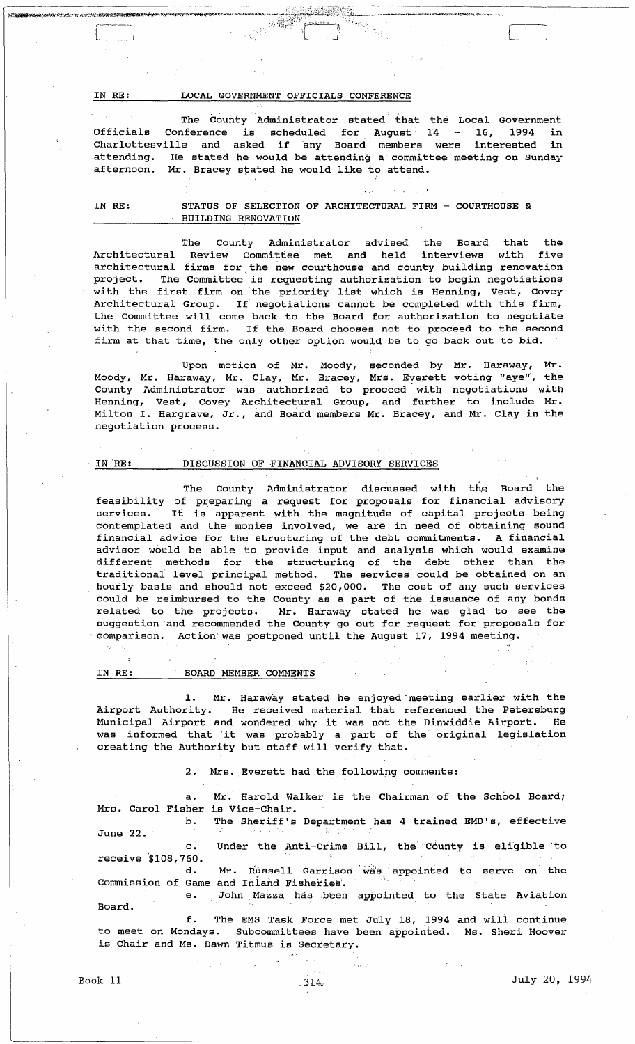IN RE: LOCAL GOVERNMENT OFFICIALS CONFERENCE

The County Administrator stated that the Local Government Officials Conference is scheduled for August 14 - 16, 1994 in Charlottesville and asked if any Board members were interested in attending. He stated he would be attending a committee meeting on Sunday afternoon. Mr. Bracey stated he would like to attend.

IN RE: STATUS OF SELECTION OF ARCHITECTURAL FIRM - COURTHOUSE & BUILDING RENOVATION

The County Administrator advised the Board that the Architectural Review Committee met and held interviews with five architectural firms for the new courthouse and county building renovation project. The Committee is requesting authorization to begin negotiations with the first firm on the priority list which is Henning, Vest, Covey Architectural Group. If negotiations cannot be completed with this firm, the Committee will come back to the Board for authorization to negotiate with the second firm. If the Board chooses not to proceed to the second firm at that time, the only other option would be to go back out to bid.

Upon motion of Mr. Moody, seconded by Mr. Haraway, Mr. Moody, Mr. Haraway, Mr. Clay, Mr. Bracey, Mrs. Everett voting "aye", the County Administrator was authorized to proceed with negotiations with Henning, Vest, Covey Architectural Group, and further to include Mr. Milton I. Hargrave, Jr., and Board members Mr. Bracey, and Mr. Clay in the negotiation process.

IN RE: DISCUSSION OF FINANCIAL ADVISORY SERVICES

The County Administrator discussed with the Board the feasibility of preparing a request for proposals for financial advisory services. It is apparent with the magnitude of capital projects being contemplated and the monies involved, we are in need of obtaining sound financial advice for the structuring of the debt commitments. A financial advisor would be able to provide input and analysis which would examine different methods for the structuring of the debt other than the traditional level principal method. The services could be obtained on an hourly basis and should not exceed $20,000. The cost of any such services could be reimbursed to the County as a part of the issuance of any bonds related to the projects. Mr. Haraway stated he was glad to see the suggestion and recommended the County go out for request for proposals for comparison. Action was postponed until the August 17, 1994 meeting.

IN RE: BOARD MEMBER COMMENTS

1. Mr. Haraway stated he enjoyed meeting earlier with the Airport Authority. He received material that referenced the Petersburg Municipal Airport and wondered why it was not the Dinwiddie Airport. He was informed that it was probably a part of the original legislation creating the Authority but staff will verify that.

2. Mrs. Everett had the following comments:

a. Mr. Harold Walker is the Chairman of the School Board; Mrs. Carol Fisher is Vice-Chair.

b. The Sheriff's Department has 4 trained EMD's, effective June 22.

c. Under the Anti-Crime Bill, the County is eligible to receive $108,760.

d. Mr. Russell Garrison was appointed to serve on the Commission of Game and Inland Fisheries.

e. John Mazza has been appointed to the State Aviation Board.

f. The EMS Task Force met July 18, 1994 and will continue to meet on Mondays. Subcommittees have been appointed. Ms. Sheri Hoover is Chair and Ms. Dawn Titmus is Secretary.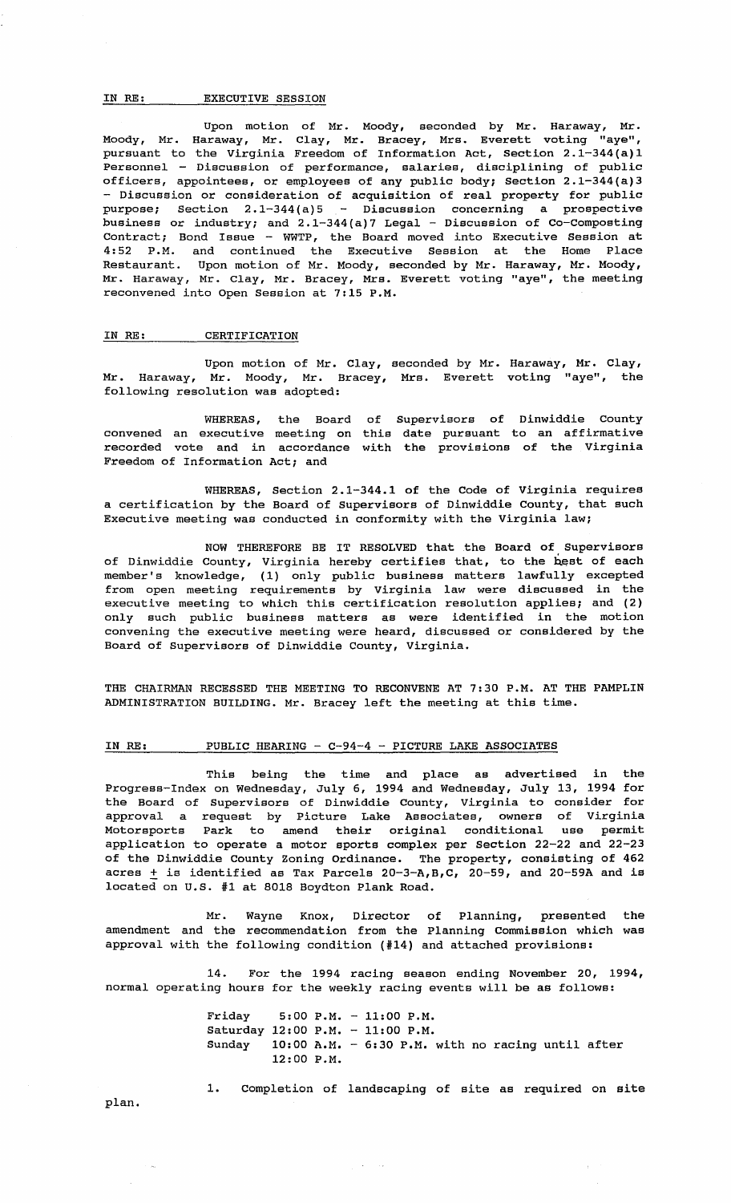IN RE: EXECUTIVE SESSION

Upon motion of Mr. Moody, seconded by Mr. Haraway, Mr. Moody, Mr. Haraway, Mr. Clay, Mr. Bracey, Mrs. Everett voting "aye", pursuant to the Virginia Freedom of Information Act, Section 2.1-344(a)1 Personnel - Discussion of performance, salaries, disciplining of public officers, appointees, or employees of any public body; Section 2.1-344(a)3 - Discussion or consideration of acquisition of real property for public purpose; Section 2.1-344(a)5 - Discussion concerning a prospective business or industry; and 2.1-344(a)7 Legal - Discussion of Co-Composting Contract; Bond Issue - WWTP, the Board moved into Executive Session at 4:52 P.M. and continued the Executive Session at the Home Place Restaurant. Upon motion of Mr. Moody, seconded by Mr. Haraway, Mr. Moody, Mr. Haraway, Mr. Clay, Mr. Bracey, Mrs. Everett voting "aye", the meeting reconvened into Open Session at 7:15 P.M.

IN RE: CERTIFICATION

Upon motion of Mr. Clay, seconded by Mr. Haraway, Mr. Clay, Mr. Haraway, Mr. Moody, Mr. Bracey, Mrs. Everett voting "aye", the following resolution was adopted:

WHEREAS, the Board of Supervisors of Dinwiddie County convened an executive meeting on this date pursuant to an affirmative recorded vote and in accordance with the provisions of the Virginia Freedom of Information Act; and

WHEREAS, Section 2.1-344.1 of the Code of Virginia requires a certification by the Board of Supervisors of Dinwiddie County, that such Executive meeting was conducted in conformity with the Virginia law;

NOW THEREFORE BE IT RESOLVED that the Board of Supervisors of Dinwiddie County, Virginia hereby certifies that, to the best of each member's knowledge, (1) only public business matters lawfully excepted from open meeting requirements by Virginia law were discussed in the executive meeting to which this certification resolution applies; and (2) only such public business matters as were identified in the motion convening the executive meeting were heard, discussed or considered by the Board of Supervisors of Dinwiddie County, Virginia.

THE CHAIRMAN RECESSED THE MEETING TO RECONVENE AT 7:30 P.M. AT THE PAMPLIN ADMINISTRATION BUILDING. Mr. Bracey left the meeting at this time.

IN RE: PUBLIC HEARING - C-94-4 - PICTURE LAKE ASSOCIATES

This being the time and place as advertised in the Progress-Index on Wednesday, July 6, 1994 and Wednesday, July 13, 1994 for the Board of Supervisors of Dinwiddie County, Virginia to consider for approval a request by Picture Lake Associates, owners of Virginia Motorsports Park to amend their original conditional use permit application to operate a motor sports complex per Section 22-22 and 22-23 of the Dinwiddie County Zoning Ordinance. The property, consisting of 462 acres ± is identified as Tax Parcels 20-3-A,B,C, 20-59, and 20-59A and is located on U.S. #1 at 8018 Boydton Plank Road.

Mr. Wayne Knox, Director of Planning, presented the amendment and the recommendation from the Planning Commission which was approval with the following condition (#14) and attached provisions:

14. For the 1994 racing season ending November 20, 1994, normal operating hours for the weekly racing events will be as follows:

Friday 5:00 P.M. - 11:00 P.M.
Saturday 12:00 P.M. - 11:00 P.M.
Sunday 10:00 A.M. - 6:30 P.M. with no racing until after 12:00 P.M.

1. Completion of landscaping of site as required on site plan.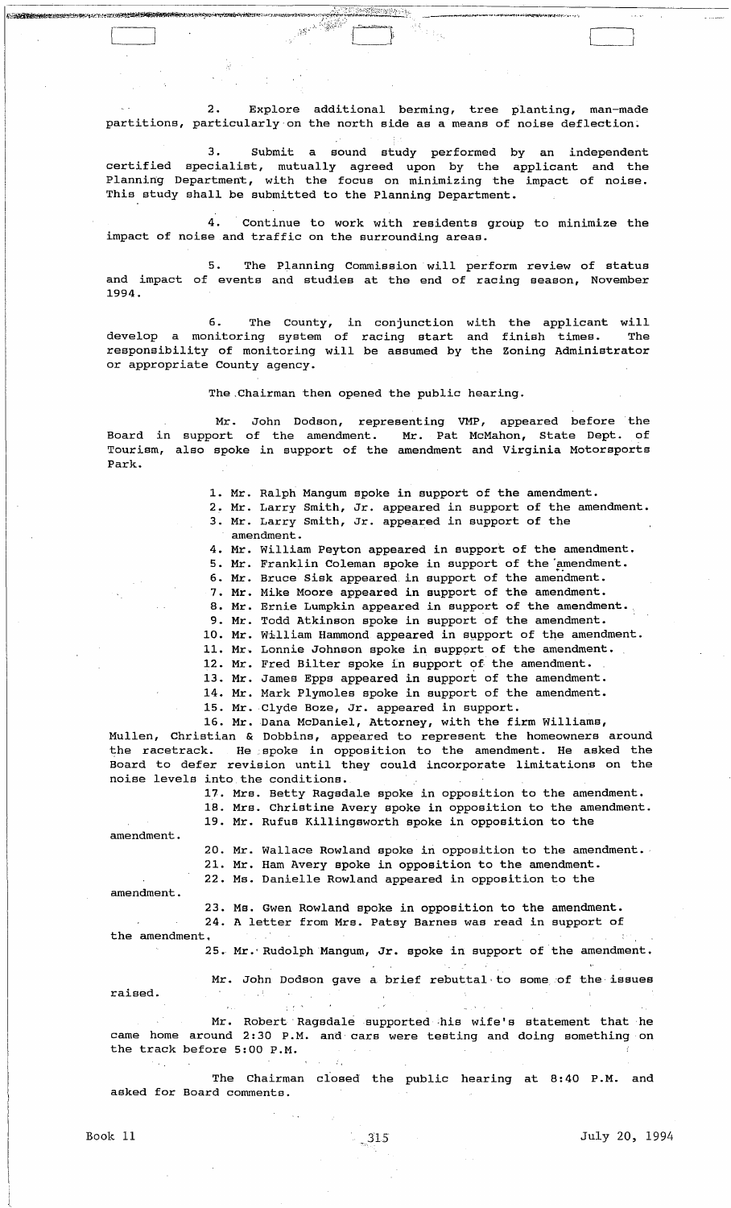2. Explore additional berming, tree planting, man-made partitions, particularly on the north side as a means of noise deflection.

3. Submit a sound study performed by an independent certified specialist, mutually agreed upon by the applicant and the Planning Department, with the focus on minimizing the impact of noise. This study shall be submitted to the Planning Department.

4. Continue to work with residents group to minimize the impact of noise and traffic on the surrounding areas.

5. The Planning Commission will perform review of status and impact of events and studies at the end of racing season, November 1994.

6. The County, in conjunction with the applicant will develop a monitoring system of racing start and finish times. The responsibility of monitoring will be assumed by the Zoning Administrator or appropriate County agency.

The Chairman then opened the public hearing.

Mr. John Dodson, representing VMP, appeared before the Board in support of the amendment. Mr. Pat McMahon, State Dept. of Tourism, also spoke in support of the amendment and Virginia Motorsports Park.

1. Mr. Ralph Mangum spoke in support of the amendment.
2. Mr. Larry Smith, Jr. appeared in support of the amendment.
3. Mr. Larry Smith, Jr. appeared in support of the amendment.
4. Mr. William Peyton appeared in support of the amendment.
5. Mr. Franklin Coleman spoke in support of the amendment.
6. Mr. Bruce Sisk appeared in support of the amendment.
7. Mr. Mike Moore appeared in support of the amendment.
8. Mr. Ernie Lumpkin appeared in support of the amendment.
9. Mr. Todd Atkinson spoke in support of the amendment.
10. Mr. William Hammond appeared in support of the amendment.
11. Mr. Lonnie Johnson spoke in support of the amendment.
12. Mr. Fred Bilter spoke in support of the amendment.
13. Mr. James Epps appeared in support of the amendment.
14. Mr. Mark Plymoles spoke in support of the amendment.
15. Mr. Clyde Boze, Jr. appeared in support.
16. Mr. Dana McDaniel, Attorney, with the firm Williams, Mullen, Christian & Dobbins, appeared to represent the homeowners around the racetrack. He spoke in opposition to the amendment. He asked the Board to defer revision until they could incorporate limitations on the noise levels into the conditions.
17. Mrs. Betty Ragsdale spoke in opposition to the amendment.
18. Mrs. Christine Avery spoke in opposition to the amendment.
19. Mr. Rufus Killingsworth spoke in opposition to the amendment.
20. Mr. Wallace Rowland spoke in opposition to the amendment.
21. Mr. Ham Avery spoke in opposition to the amendment.
22. Ms. Danielle Rowland appeared in opposition to the amendment.
23. Ms. Gwen Rowland spoke in opposition to the amendment.
24. A letter from Mrs. Patsy Barnes was read in support of the amendment.
25. Mr. Rudolph Mangum, Jr. spoke in support of the amendment.

Mr. John Dodson gave a brief rebuttal to some of the issues raised.

Mr. Robert Ragsdale supported his wife's statement that he came home around 2:30 P.M. and cars were testing and doing something on the track before 5:00 P.M.

The Chairman closed the public hearing at 8:40 P.M. and asked for Board comments.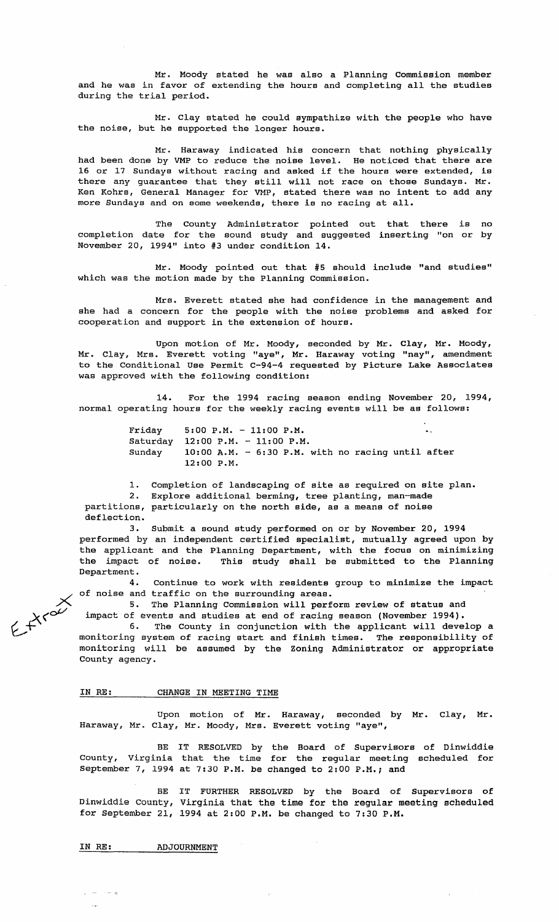Mr. Moody stated he was also a Planning Commission member and he was in favor of extending the hours and completing all the studies during the trial period.

Mr. Clay stated he could sympathize with the people who have the noise, but he supported the longer hours.

Mr. Haraway indicated his concern that nothing physically had been done by VMP to reduce the noise level. He noticed that there are 16 or 17 Sundays without racing and asked if the hours were extended, is there any guarantee that they still will not race on those Sundays. Mr. Ken Kohrs, General Manager for VMP, stated there was no intent to add any more Sundays and on some weekends, there is no racing at all.

The County Administrator pointed out that there is no completion date for the sound study and suggested inserting "on or by November 20, 1994" into #3 under condition 14.

Mr. Moody pointed out that #5 should include "and studies" which was the motion made by the Planning Commission.

Mrs. Everett stated she had confidence in the management and she had a concern for the people with the noise problems and asked for cooperation and support in the extension of hours.

Upon motion of Mr. Moody, seconded by Mr. Clay, Mr. Moody, Mr. Clay, Mrs. Everett voting "aye", Mr. Haraway voting "nay", amendment to the Conditional Use Permit C-94-4 requested by Picture Lake Associates was approved with the following condition:

14. For the 1994 racing season ending November 20, 1994, normal operating hours for the weekly racing events will be as follows:

| | |
|---|---|
| Friday | 5:00 P.M. - 11:00 P.M. |
| Saturday | 12:00 P.M. - 11:00 P.M. |
| Sunday | 10:00 A.M. - 6:30 P.M. with no racing until after 12:00 P.M. |

1. Completion of landscaping of site as required on site plan.
2. Explore additional berming, tree planting, man-made partitions, particularly on the north side, as a means of noise deflection.
3. Submit a sound study performed on or by November 20, 1994 performed by an independent certified specialist, mutually agreed upon by the applicant and the Planning Department, with the focus on minimizing the impact of noise. This study shall be submitted to the Planning Department.
4. Continue to work with residents group to minimize the impact of noise and traffic on the surrounding areas.
5. The Planning Commission will perform review of status and impact of events and studies at end of racing season (November 1994).
6. The County in conjunction with the applicant will develop a monitoring system of racing start and finish times. The responsibility of monitoring will be assumed by the Zoning Administrator or appropriate County agency.

Extract

IN RE: CHANGE IN MEETING TIME

Upon motion of Mr. Haraway, seconded by Mr. Clay, Mr. Haraway, Mr. Clay, Mr. Moody, Mrs. Everett voting "aye",

BE IT RESOLVED by the Board of Supervisors of Dinwiddie County, Virginia that the time for the regular meeting scheduled for September 7, 1994 at 7:30 P.M. be changed to 2:00 P.M.; and

BE IT FURTHER RESOLVED by the Board of Supervisors of Dinwiddie County, Virginia that the time for the regular meeting scheduled for September 21, 1994 at 2:00 P.M. be changed to 7:30 P.M.

IN RE: ADJOURNMENT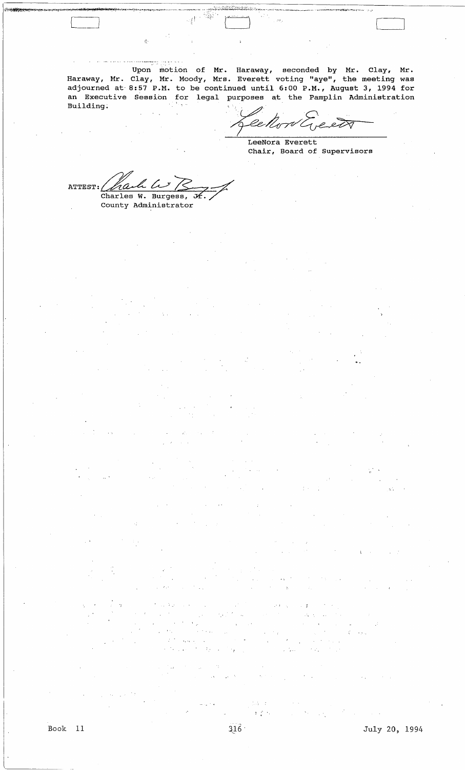Upon motion of Mr. Haraway, seconded by Mr. Clay, Mr. Haraway, Mr. Clay, Mr. Moody, Mrs. Everett voting "aye", the meeting was adjourned at 8:57 P.M. to be continued until 6:00 P.M., August 3, 1994 for an Executive Session for legal purposes at the Pamplin Administration Building.

LeeNora Everett
Chair, Board of Supervisors

ATTEST:
Charles W. Burgess, Jr.
County Administrator